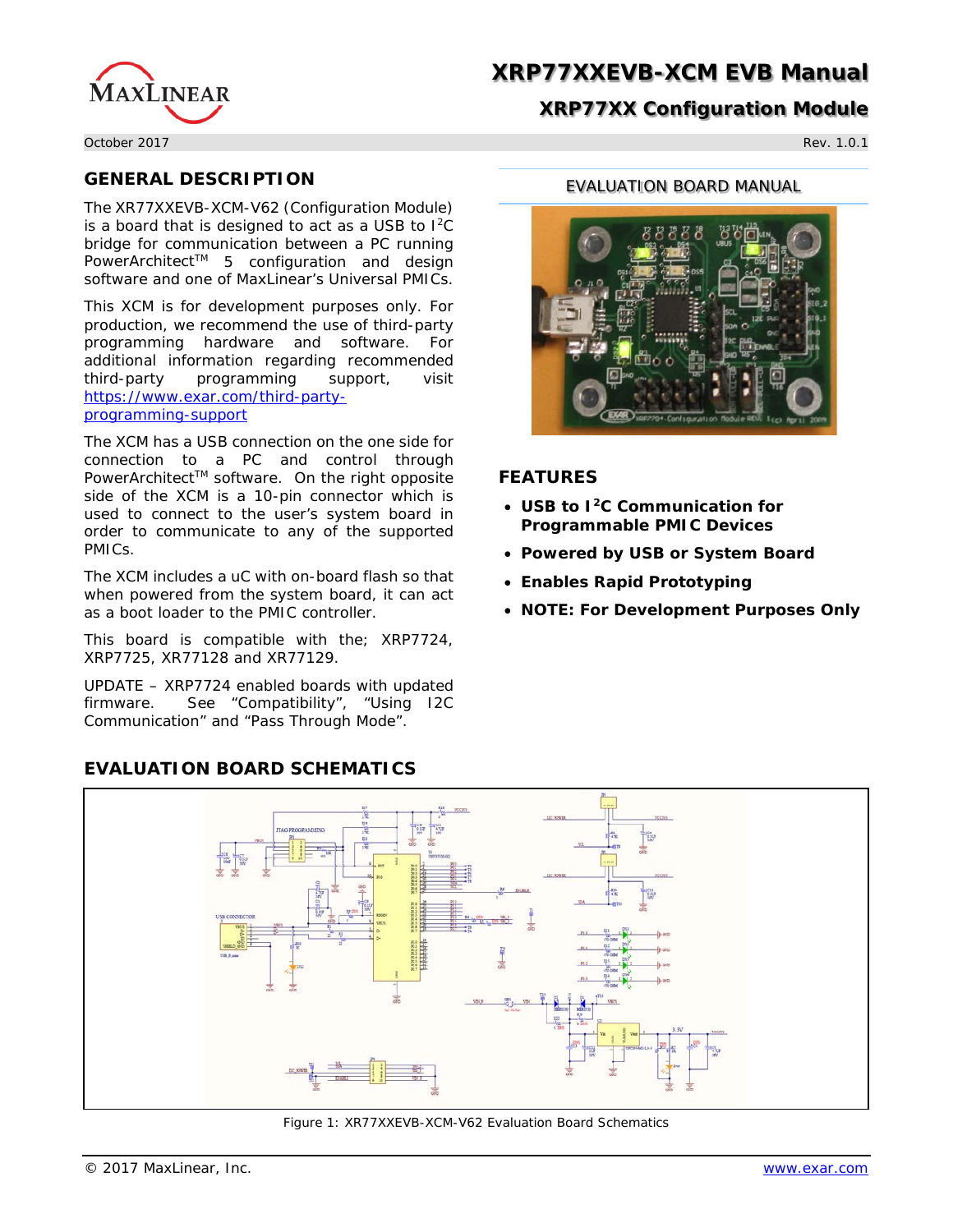# XRP77XXEVB-XCM EVB Manual

## XRP77XX Configuration Module

October 2017 Rev. 1.0.1

## GENERAL DESCRIPTION

The XR77XXEVB-XCM-V62 (Configuration Module) is a board that is designed to act as a USB to I$^2$C bridge for communication between a PC running PowerArchitect™ 5 configuration and design software and one of MaxLinear's Universal PMICs.

This XCM is for development purposes only. For production, we recommend the use of third-party programming hardware and software. For additional information regarding recommended third-party programming support, visit https://www.exar.com/third-party-programming-support

The XCM has a USB connection on the one side for connection to a PC and control through PowerArchitect™ software. On the right opposite side of the XCM is a 10-pin connector which is used to connect to the user's system board in order to communicate to any of the supported PMICs.

The XCM includes a uC with on-board flash so that when powered from the system board, it can act as a boot loader to the PMIC controller.

This board is compatible with the; XRP7724, XRP7725, XR77128 and XR77129.

UPDATE – XRP7724 enabled boards with updated firmware. See "Compatibility", "Using I2C Communication" and "Pass Through Mode".

EVALUATION BOARD MANUAL

## FEATURES

- **USB to I$^2$C Communication for Programmable PMIC Devices**
- **Powered by USB or System Board**
- **Enables Rapid Prototyping**
- **NOTE: For Development Purposes Only**

## EVALUATION BOARD SCHEMATICS

Figure 1: XR77XXEVB-XCM-V62 Evaluation Board Schematics

© 2017 MaxLinear, Inc. www.exar.com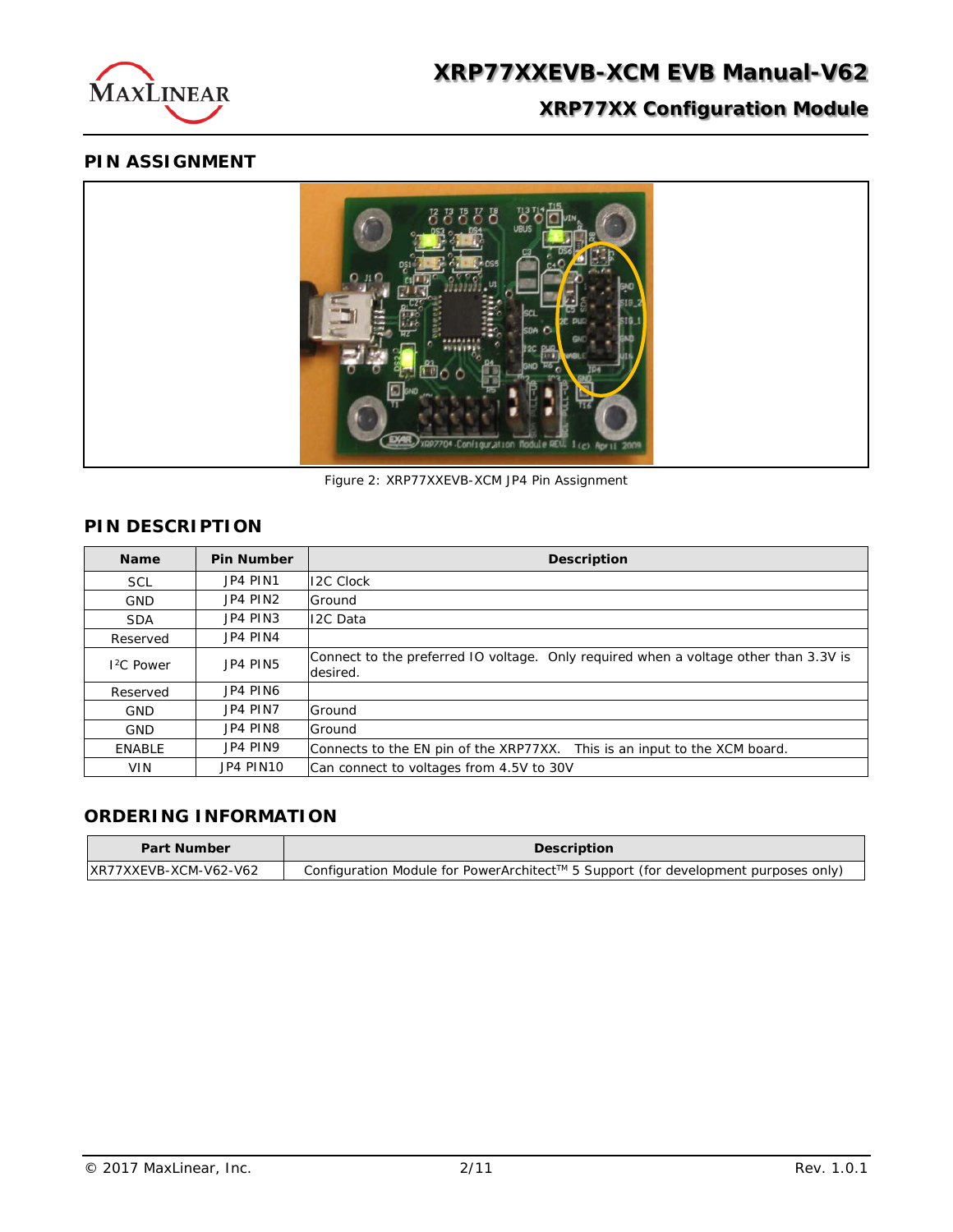## PIN ASSIGNMENT

Figure 2: XRP77XXEVB-XCM JP4 Pin Assignment

## PIN DESCRIPTION

| Name | Pin Number | Description |
|---|---|---|
| SCL | JP4 PIN1 | I2C Clock |
| GND | JP4 PIN2 | Ground |
| SDA | JP4 PIN3 | I2C Data |
| Reserved | JP4 PIN4 | |
| I²C Power | JP4 PIN5 | Connect to the preferred IO voltage. Only required when a voltage other than 3.3V is desired. |
| Reserved | JP4 PIN6 | |
| GND | JP4 PIN7 | Ground |
| GND | JP4 PIN8 | Ground |
| ENABLE | JP4 PIN9 | Connects to the EN pin of the XRP77XX. This is an input to the XCM board. |
| VIN | JP4 PIN10 | Can connect to voltages from 4.5V to 30V |

## ORDERING INFORMATION

| Part Number | Description |
|---|---|
| XR77XXEVB-XCM-V62-V62 | Configuration Module for PowerArchitect™ 5 Support (for development purposes only) |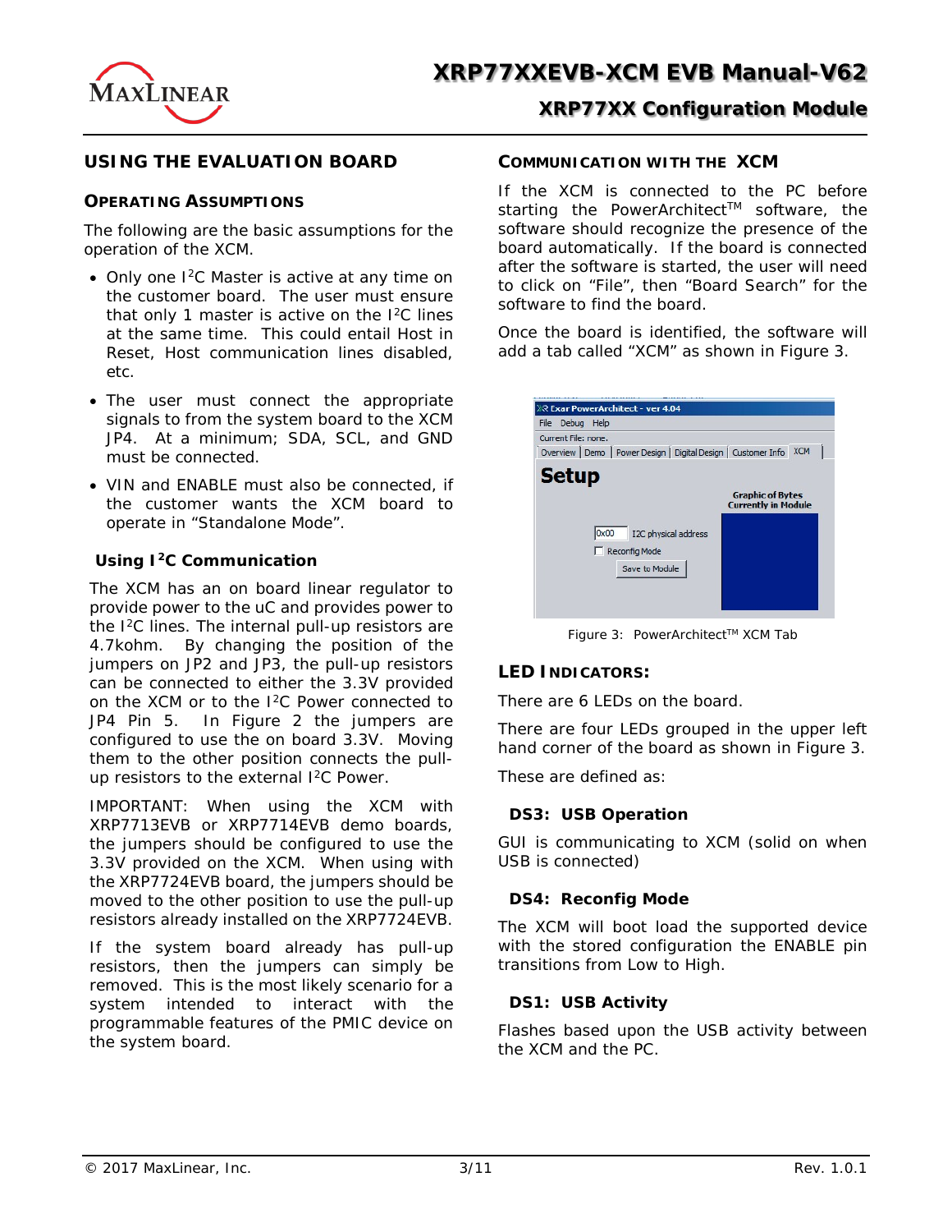## USING THE EVALUATION BOARD

### OPERATING ASSUMPTIONS

The following are the basic assumptions for the operation of the XCM.

- Only one I$^2$C Master is active at any time on the customer board. The user must ensure that only 1 master is active on the I$^2$C lines at the same time. This could entail Host in Reset, Host communication lines disabled, etc.
- The user must connect the appropriate signals to from the system board to the XCM JP4. At a minimum; SDA, SCL, and GND must be connected.
- VIN and ENABLE must also be connected, if the customer wants the XCM board to operate in "Standalone Mode".

### Using I$^2$C Communication

The XCM has an on board linear regulator to provide power to the uC and provides power to the I$^2$C lines. The internal pull-up resistors are 4.7kohm. By changing the position of the jumpers on JP2 and JP3, the pull-up resistors can be connected to either the 3.3V provided on the XCM or to the I$^2$C Power connected to JP4 Pin 5. In Figure 2 the jumpers are configured to use the on board 3.3V. Moving them to the other position connects the pull-up resistors to the external I$^2$C Power.

IMPORTANT: When using the XCM with XRP7713EVB or XRP7714EVB demo boards, the jumpers should be configured to use the 3.3V provided on the XCM. When using with the XRP7724EVB board, the jumpers should be moved to the other position to use the pull-up resistors already installed on the XRP7724EVB.

If the system board already has pull-up resistors, then the jumpers can simply be removed. This is the most likely scenario for a system intended to interact with the programmable features of the PMIC device on the system board.

### COMMUNICATION WITH THE XCM

If the XCM is connected to the PC before starting the PowerArchitect™ software, the software should recognize the presence of the board automatically. If the board is connected after the software is started, the user will need to click on "File", then "Board Search" for the software to find the board.

Once the board is identified, the software will add a tab called "XCM" as shown in Figure 3.

Figure 3: PowerArchitect™ XCM Tab

### LED INDICATORS:

There are 6 LEDs on the board.

There are four LEDs grouped in the upper left hand corner of the board as shown in Figure 3.

These are defined as:

#### DS3: USB Operation

GUI is communicating to XCM (solid on when USB is connected)

#### DS4: Reconfig Mode

The XCM will boot load the supported device with the stored configuration the ENABLE pin transitions from Low to High.

#### DS1: USB Activity

Flashes based upon the USB activity between the XCM and the PC.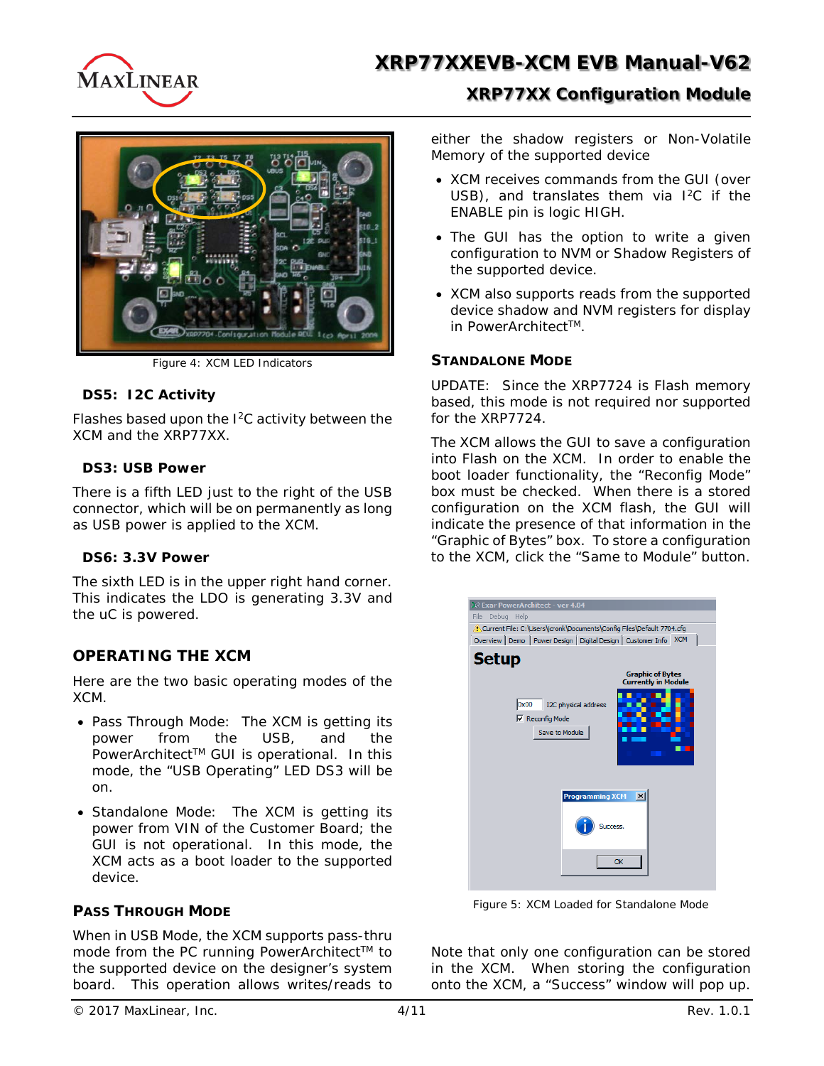Figure 4: XCM LED Indicators

**DS5: I2C Activity**

Flashes based upon the I$^2$C activity between the XCM and the XRP77XX.

**DS3: USB Power**

There is a fifth LED just to the right of the USB connector, which will be on permanently as long as USB power is applied to the XCM.

**DS6: 3.3V Power**

The sixth LED is in the upper right hand corner. This indicates the LDO is generating 3.3V and the uC is powered.

## OPERATING THE XCM

Here are the two basic operating modes of the XCM.

- Pass Through Mode: The XCM is getting its power from the USB, and the PowerArchitect™ GUI is operational. In this mode, the "USB Operating" LED DS3 will be on.
- Standalone Mode: The XCM is getting its power from VIN of the Customer Board; the GUI is not operational. In this mode, the XCM acts as a boot loader to the supported device.

### PASS THROUGH MODE

When in USB Mode, the XCM supports pass-thru mode from the PC running PowerArchitect™ to the supported device on the designer's system board. This operation allows writes/reads to either the shadow registers or Non-Volatile Memory of the supported device

- XCM receives commands from the GUI (over USB), and translates them via I$^2$C if the ENABLE pin is logic HIGH.
- The GUI has the option to write a given configuration to NVM or Shadow Registers of the supported device.
- XCM also supports reads from the supported device shadow and NVM registers for display in PowerArchitect™.

### STANDALONE MODE

UPDATE: Since the XRP7724 is Flash memory based, this mode is not required nor supported for the XRP7724.

The XCM allows the GUI to save a configuration into Flash on the XCM. In order to enable the boot loader functionality, the "Reconfig Mode" box must be checked. When there is a stored configuration on the XCM flash, the GUI will indicate the presence of that information in the "Graphic of Bytes" box. To store a configuration to the XCM, click the "Same to Module" button.

Figure 5: XCM Loaded for Standalone Mode

Note that only one configuration can be stored in the XCM. When storing the configuration onto the XCM, a "Success" window will pop up.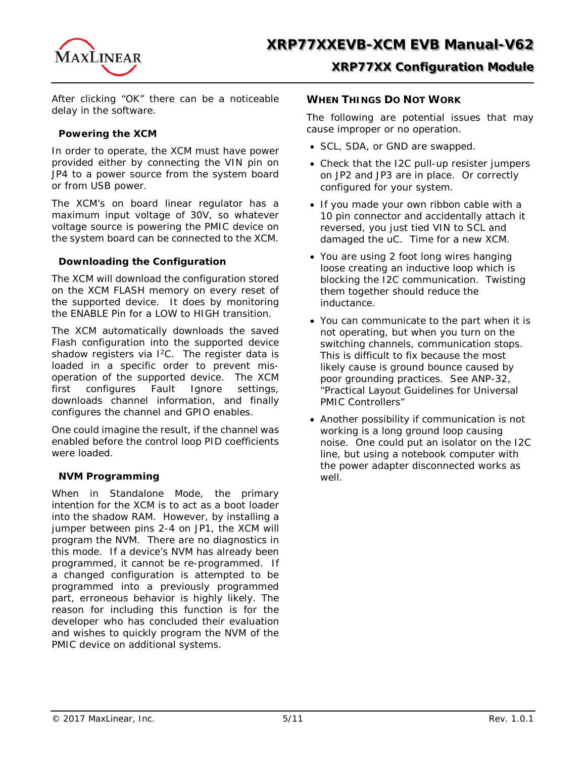After clicking "OK" there can be a noticeable delay in the software.

### Powering the XCM

In order to operate, the XCM must have power provided either by connecting the VIN pin on JP4 to a power source from the system board or from USB power.

The XCM's on board linear regulator has a maximum input voltage of 30V, so whatever voltage source is powering the PMIC device on the system board can be connected to the XCM.

### Downloading the Configuration

The XCM will download the configuration stored on the XCM FLASH memory on every reset of the supported device. It does by monitoring the ENABLE Pin for a LOW to HIGH transition.

The XCM automatically downloads the saved Flash configuration into the supported device shadow registers via I$^2$C. The register data is loaded in a specific order to prevent mis-operation of the supported device. The XCM first configures Fault Ignore settings, downloads channel information, and finally configures the channel and GPIO enables.

One could imagine the result, if the channel was enabled before the control loop PID coefficients were loaded.

### NVM Programming

When in Standalone Mode, the primary intention for the XCM is to act as a boot loader into the shadow RAM. However, by installing a jumper between pins 2-4 on JP1, the XCM will program the NVM. There are no diagnostics in this mode. If a device's NVM has already been programmed, it cannot be re-programmed. If a changed configuration is attempted to be programmed into a previously programmed part, erroneous behavior is highly likely. The reason for including this function is for the developer who has concluded their evaluation and wishes to quickly program the NVM of the PMIC device on additional systems.

## WHEN THINGS DO NOT WORK

The following are potential issues that may cause improper or no operation.

- SCL, SDA, or GND are swapped.
- Check that the I2C pull-up resister jumpers on JP2 and JP3 are in place. Or correctly configured for your system.
- If you made your own ribbon cable with a 10 pin connector and accidentally attach it reversed, you just tied VIN to SCL and damaged the uC. Time for a new XCM.
- You are using 2 foot long wires hanging loose creating an inductive loop which is blocking the I2C communication. Twisting them together should reduce the inductance.
- You can communicate to the part when it is not operating, but when you turn on the switching channels, communication stops. This is difficult to fix because the most likely cause is ground bounce caused by poor grounding practices. See ANP-32, "Practical Layout Guidelines for Universal PMIC Controllers"
- Another possibility if communication is not working is a long ground loop causing noise. One could put an isolator on the I2C line, but using a notebook computer with the power adapter disconnected works as well.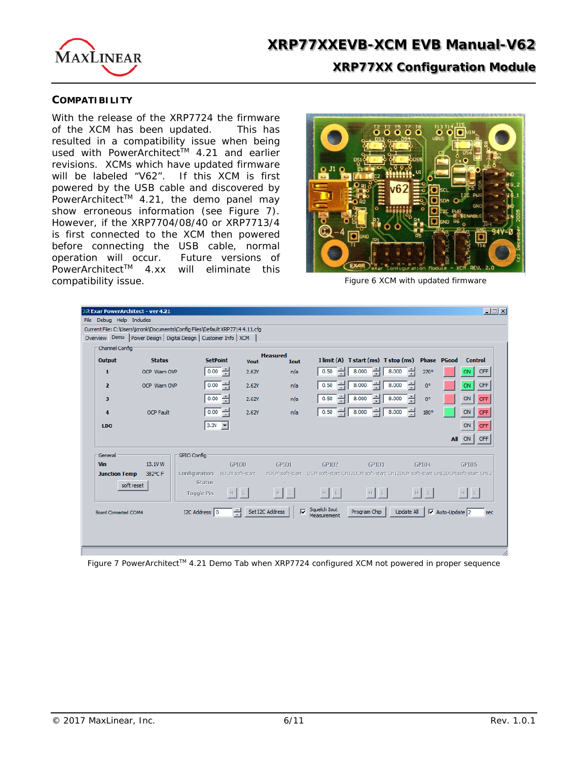## COMPATIBILITY

With the release of the XRP7724 the firmware of the XCM has been updated. This has resulted in a compatibility issue when being used with PowerArchitect™ 4.21 and earlier revisions. XCMs which have updated firmware will be labeled "V62". If this XCM is first powered by the USB cable and discovered by PowerArchitect™ 4.21, the demo panel may show erroneous information (see Figure 7). However, if the XRP7704/08/40 or XRP7713/4 is first connected to the XCM then powered before connecting the USB cable, normal operation will occur. Future versions of PowerArchitect™ 4.xx will eliminate this compatibility issue.

Figure 6 XCM with updated firmware

Figure 7 PowerArchitect™ 4.21 Demo Tab when XRP7724 configured XCM not powered in proper sequence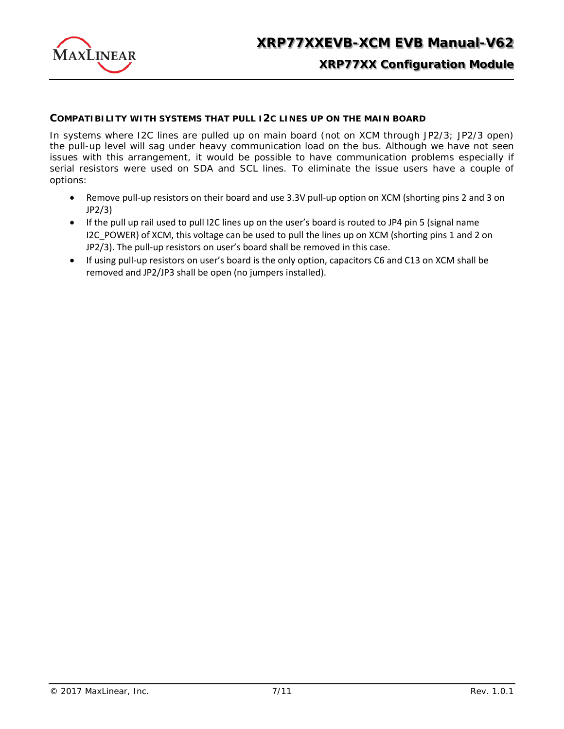### COMPATIBILITY WITH SYSTEMS THAT PULL I2C LINES UP ON THE MAIN BOARD

In systems where I2C lines are pulled up on main board (not on XCM through JP2/3; JP2/3 open) the pull-up level will sag under heavy communication load on the bus. Although we have not seen issues with this arrangement, it would be possible to have communication problems especially if serial resistors were used on SDA and SCL lines. To eliminate the issue users have a couple of options:

- Remove pull-up resistors on their board and use 3.3V pull-up option on XCM (shorting pins 2 and 3 on JP2/3)
- If the pull up rail used to pull I2C lines up on the user's board is routed to JP4 pin 5 (signal name I2C_POWER) of XCM, this voltage can be used to pull the lines up on XCM (shorting pins 1 and 2 on JP2/3). The pull-up resistors on user's board shall be removed in this case.
- If using pull-up resistors on user's board is the only option, capacitors C6 and C13 on XCM shall be removed and JP2/JP3 shall be open (no jumpers installed).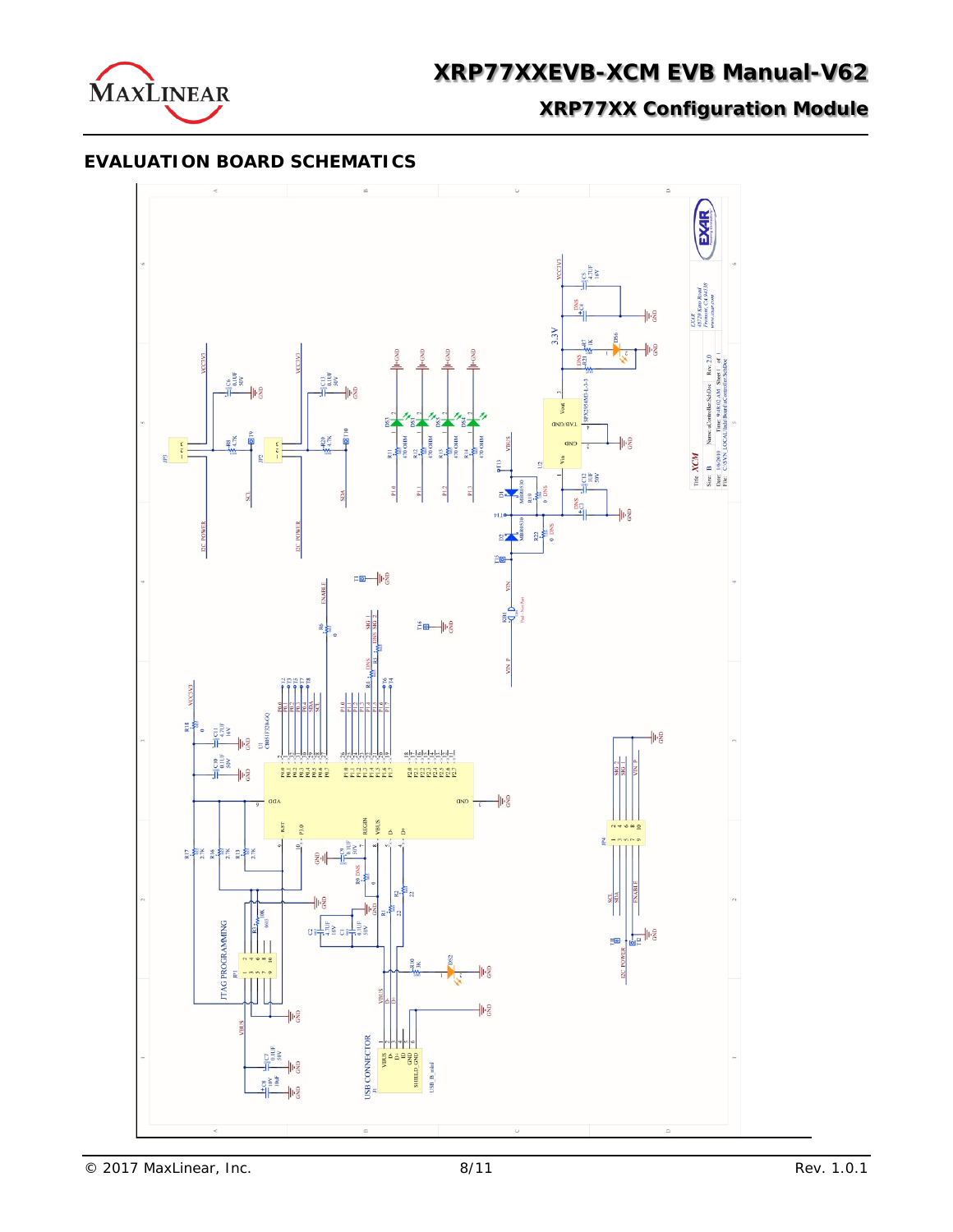## EVALUATION BOARD SCHEMATICS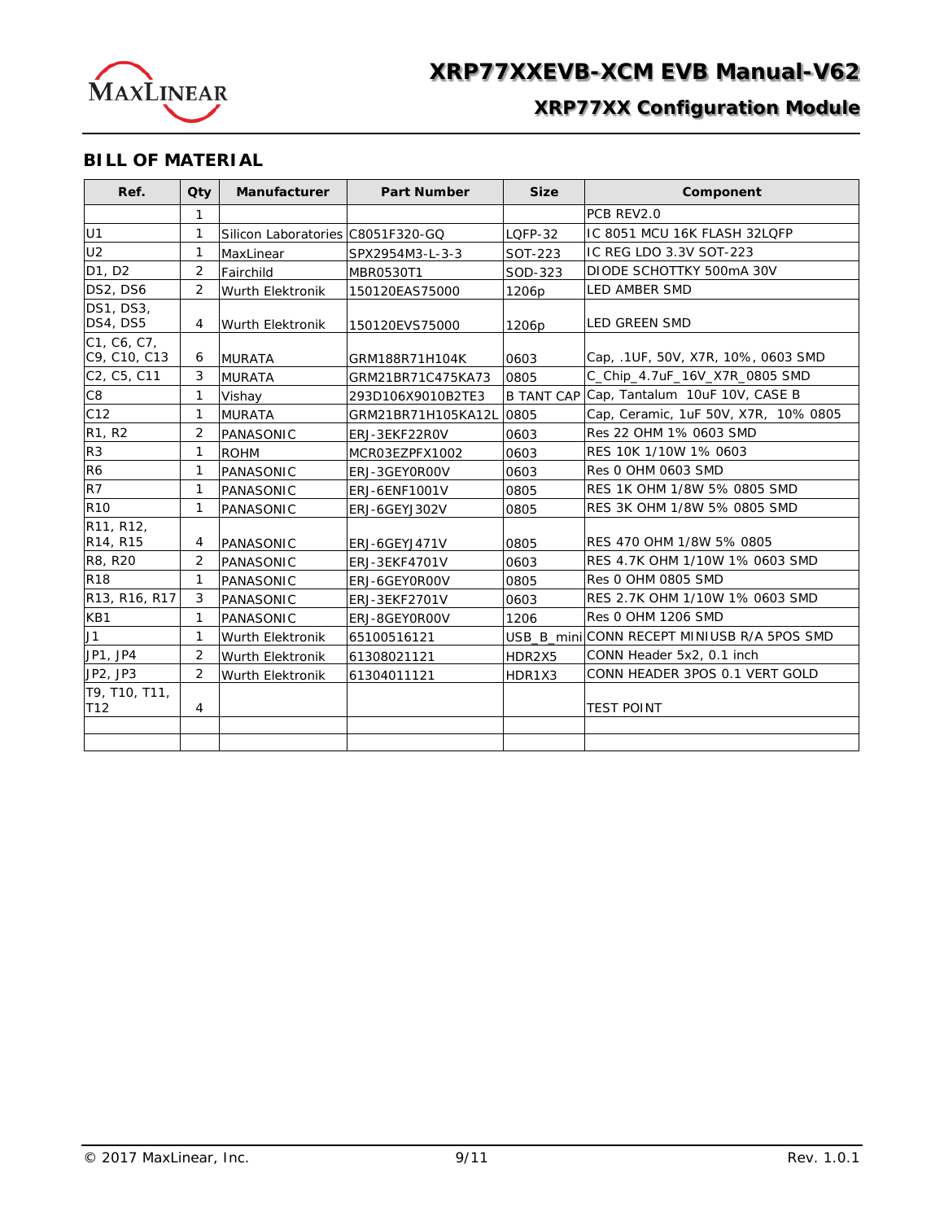## BILL OF MATERIAL

| Ref. | Qty | Manufacturer | Part Number | Size | Component |
|---|---|---|---|---|---|
| | 1 | | | | PCB REV2.0 |
| U1 | 1 | Silicon Laboratories | C8051F320-GQ | LQFP-32 | IC 8051 MCU 16K FLASH 32LQFP |
| U2 | 1 | MaxLinear | SPX2954M3-L-3-3 | SOT-223 | IC REG LDO 3.3V SOT-223 |
| D1, D2 | 2 | Fairchild | MBR0530T1 | SOD-323 | DIODE SCHOTTKY 500mA 30V |
| DS2, DS6 | 2 | Wurth Elektronik | 150120EAS75000 | 1206p | LED AMBER SMD |
| DS1, DS3, DS4, DS5 | 4 | Wurth Elektronik | 150120EVS75000 | 1206p | LED GREEN SMD |
| C1, C6, C7, C9, C10, C13 | 6 | MURATA | GRM188R71H104K | 0603 | Cap, .1UF, 50V, X7R, 10%, 0603 SMD |
| C2, C5, C11 | 3 | MURATA | GRM21BR71C475KA73 | 0805 | C_Chip_4.7uF_16V_X7R_0805 SMD |
| C8 | 1 | Vishay | 293D106X9010B2TE3 | B TANT CAP | Cap, Tantalum 10uF 10V, CASE B |
| C12 | 1 | MURATA | GRM21BR71H105KA12L | 0805 | Cap, Ceramic, 1uF 50V, X7R, 10% 0805 |
| R1, R2 | 2 | PANASONIC | ERJ-3EKF22R0V | 0603 | Res 22 OHM 1% 0603 SMD |
| R3 | 1 | ROHM | MCR03EZPFX1002 | 0603 | RES 10K 1/10W 1% 0603 |
| R6 | 1 | PANASONIC | ERJ-3GEY0R00V | 0603 | Res 0 OHM 0603 SMD |
| R7 | 1 | PANASONIC | ERJ-6ENF1001V | 0805 | RES 1K OHM 1/8W 5% 0805 SMD |
| R10 | 1 | PANASONIC | ERJ-6GEYJ302V | 0805 | RES 3K OHM 1/8W 5% 0805 SMD |
| R11, R12, R14, R15 | 4 | PANASONIC | ERJ-6GEYJ471V | 0805 | RES 470 OHM 1/8W 5% 0805 |
| R8, R20 | 2 | PANASONIC | ERJ-3EKF4701V | 0603 | RES 4.7K OHM 1/10W 1% 0603 SMD |
| R18 | 1 | PANASONIC | ERJ-6GEY0R00V | 0805 | Res 0 OHM 0805 SMD |
| R13, R16, R17 | 3 | PANASONIC | ERJ-3EKF2701V | 0603 | RES 2.7K OHM 1/10W 1% 0603 SMD |
| KB1 | 1 | PANASONIC | ERJ-8GEY0R00V | 1206 | Res 0 OHM 1206 SMD |
| J1 | 1 | Wurth Elektronik | 65100516121 | USB_B_mini | CONN RECEPT MINIUSB R/A 5POS SMD |
| JP1, JP4 | 2 | Wurth Elektronik | 61308021121 | HDR2X5 | CONN Header 5x2, 0.1 inch |
| JP2, JP3 | 2 | Wurth Elektronik | 61304011121 | HDR1X3 | CONN HEADER 3POS 0.1 VERT GOLD |
| T9, T10, T11, T12 | 4 | | | | TEST POINT |
| | | | | | |
| | | | | | |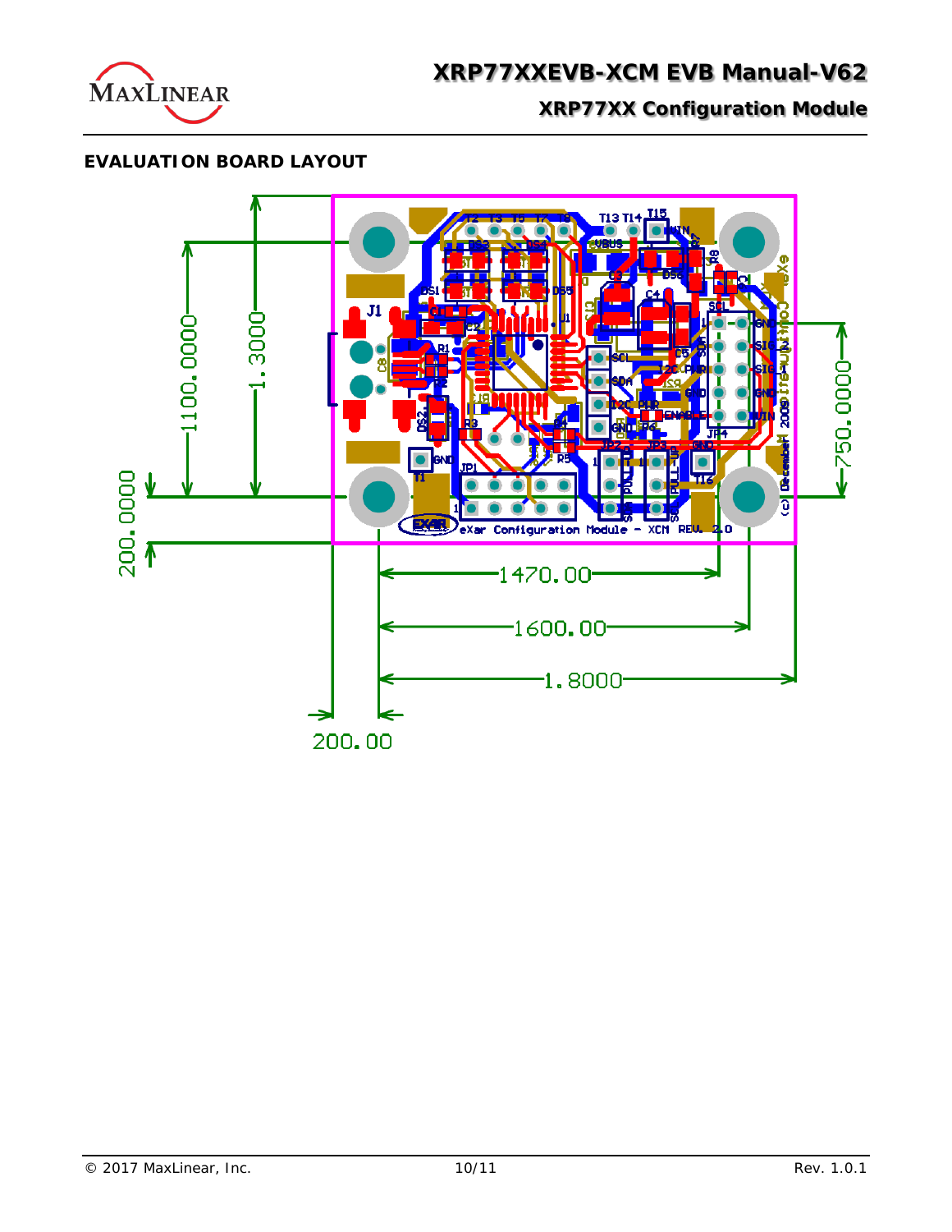## EVALUATION BOARD LAYOUT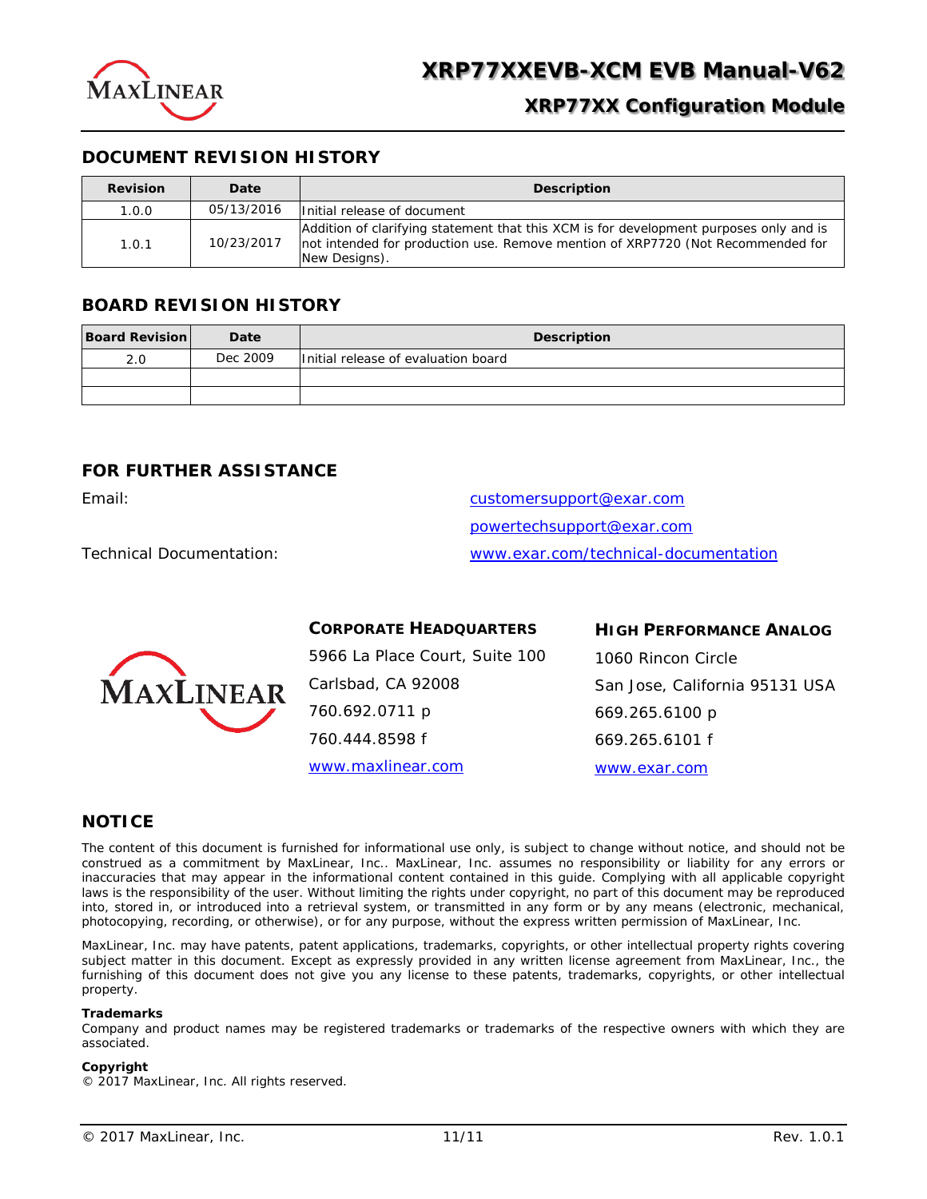## DOCUMENT REVISION HISTORY

| Revision | Date | Description |
|---|---|---|
| 1.0.0 | 05/13/2016 | Initial release of document |
| 1.0.1 | 10/23/2017 | Addition of clarifying statement that this XCM is for development purposes only and is not intended for production use. Remove mention of XRP7720 (Not Recommended for New Designs). |

## BOARD REVISION HISTORY

| Board Revision | Date | Description |
|---|---|---|
| 2.0 | Dec 2009 | Initial release of evaluation board |
| | | |
| | | |

## FOR FURTHER ASSISTANCE

Email: customersupport@exar.com

powertechsupport@exar.com

Technical Documentation: www.exar.com/technical-documentation

**CORPORATE HEADQUARTERS**

5966 La Place Court, Suite 100

Carlsbad, CA 92008

760.692.0711 p

760.444.8598 f

www.maxlinear.com

**HIGH PERFORMANCE ANALOG**

1060 Rincon Circle

San Jose, California 95131 USA

669.265.6100 p

669.265.6101 f

www.exar.com

## NOTICE

The content of this document is furnished for informational use only, is subject to change without notice, and should not be construed as a commitment by MaxLinear, Inc.. MaxLinear, Inc. assumes no responsibility or liability for any errors or inaccuracies that may appear in the informational content contained in this guide. Complying with all applicable copyright laws is the responsibility of the user. Without limiting the rights under copyright, no part of this document may be reproduced into, stored in, or introduced into a retrieval system, or transmitted in any form or by any means (electronic, mechanical, photocopying, recording, or otherwise), or for any purpose, without the express written permission of MaxLinear, Inc.

MaxLinear, Inc. may have patents, patent applications, trademarks, copyrights, or other intellectual property rights covering subject matter in this document. Except as expressly provided in any written license agreement from MaxLinear, Inc., the furnishing of this document does not give you any license to these patents, trademarks, copyrights, or other intellectual property.

**Trademarks**

Company and product names may be registered trademarks or trademarks of the respective owners with which they are associated.

**Copyright**

© 2017 MaxLinear, Inc. All rights reserved.